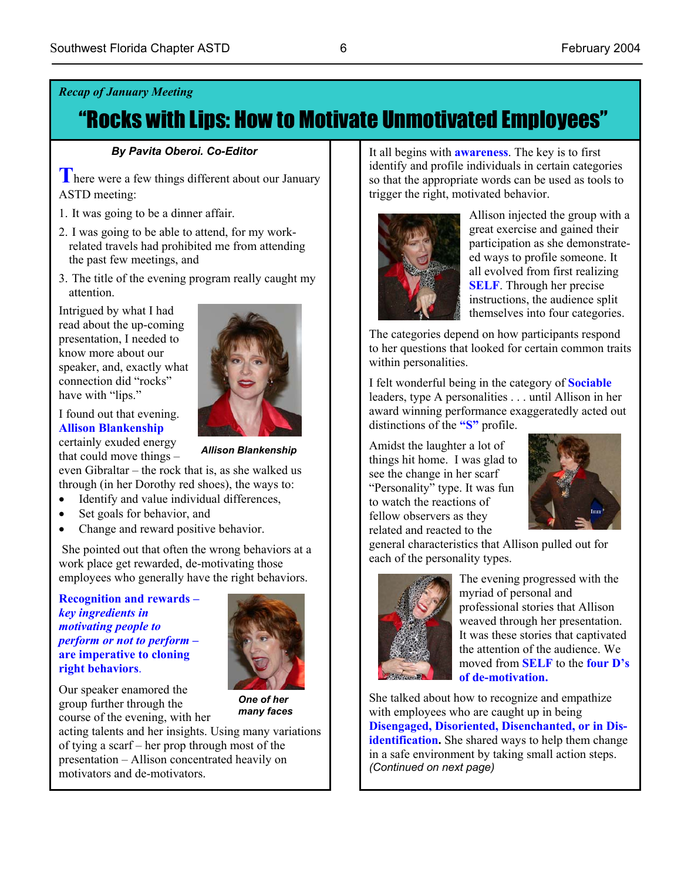*Recap of January Meeting*

# "Rocks with Lips: How to Motivate Unmotivated Employees"

***By Pavita Oberoi. Co-Editor***

There were a few things different about our January ASTD meeting:

1. It was going to be a dinner affair.
2. I was going to be able to attend, for my work-related travels had prohibited me from attending the past few meetings, and
3. The title of the evening program really caught my attention.

Intrigued by what I had read about the up-coming presentation, I needed to know more about our speaker, and, exactly what connection did "rocks" have with "lips."

***Allison Blankenship***

I found out that evening. **Allison Blankenship** certainly exuded energy that could move things – even Gibraltar – the rock that is, as she walked us through (in her Dorothy red shoes), the ways to:

- Identify and value individual differences,
- Set goals for behavior, and
- Change and reward positive behavior.

She pointed out that often the wrong behaviors at a work place get rewarded, de-motivating those employees who generally have the right behaviors.

**Recognition and rewards –** ***key ingredients in motivating people to perform or not to perform –*** **are imperative to cloning right behaviors.**

***One of her many faces***

Our speaker enamored the group further through the course of the evening, with her acting talents and her insights. Using many variations of tying a scarf – her prop through most of the presentation – Allison concentrated heavily on motivators and de-motivators.

It all begins with **awareness**. The key is to first identify and profile individuals in certain categories so that the appropriate words can be used as tools to trigger the right, motivated behavior.

Allison injected the group with a great exercise and gained their participation as she demonstrate-ed ways to profile someone. It all evolved from first realizing **SELF**. Through her precise instructions, the audience split themselves into four categories.

The categories depend on how participants respond to her questions that looked for certain common traits within personalities.

I felt wonderful being in the category of **Sociable** leaders, type A personalities . . . until Allison in her award winning performance exaggeratedly acted out distinctions of the **"S"** profile.

Amidst the laughter a lot of things hit home. I was glad to see the change in her scarf "Personality" type. It was fun to watch the reactions of fellow observers as they related and reacted to the general characteristics that Allison pulled out for each of the personality types.

The evening progressed with the myriad of personal and professional stories that Allison weaved through her presentation. It was these stories that captivated the attention of the audience. We moved from **SELF** to the **four D's of de-motivation.**

She talked about how to recognize and empathize with employees who are caught up in being **Disengaged, Disoriented, Disenchanted, or in Dis-identification.** She shared ways to help them change in a safe environment by taking small action steps.

*(Continued on next page)*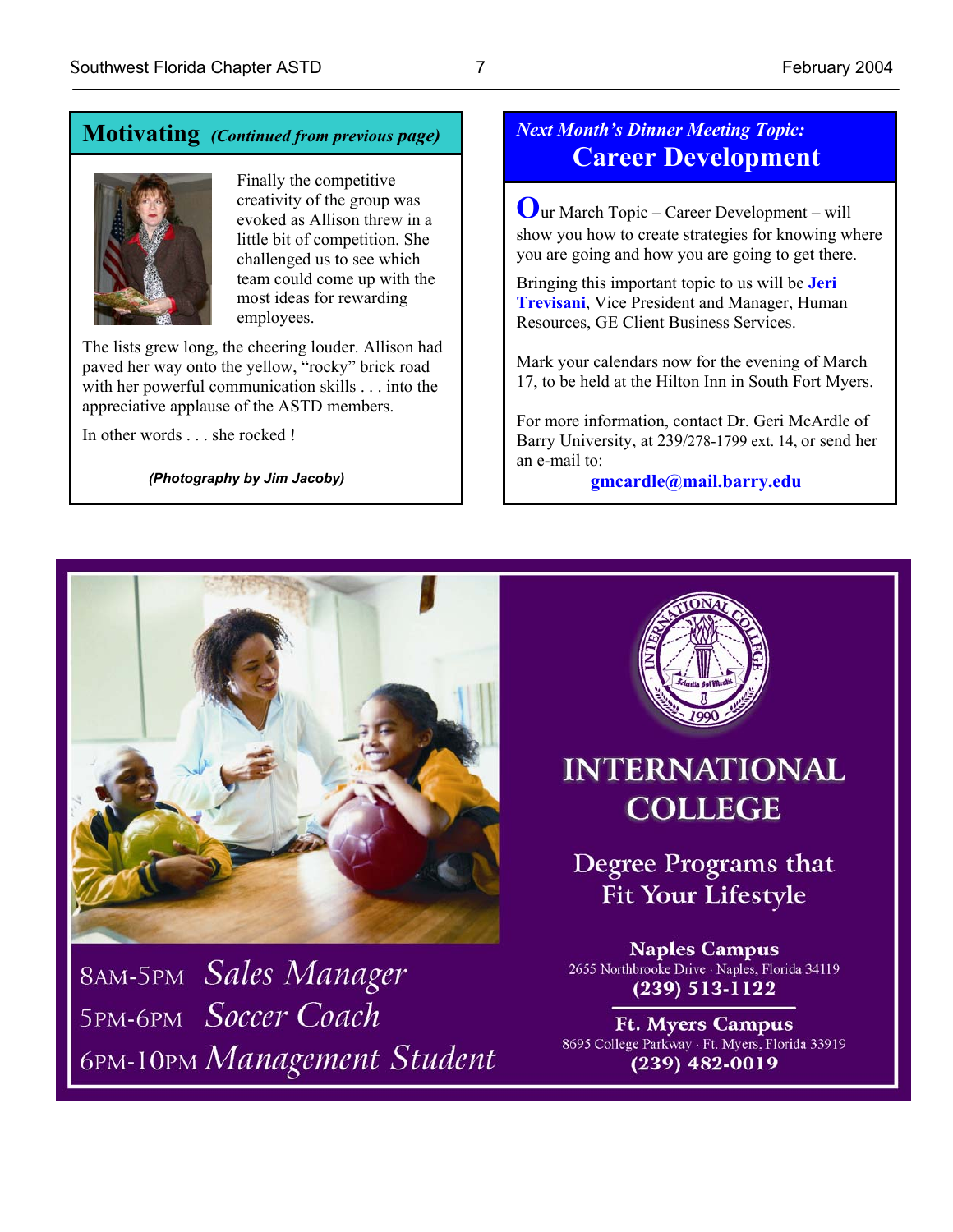## Motivating *(Continued from previous page)*

Finally the competitive creativity of the group was evoked as Allison threw in a little bit of competition. She challenged us to see which team could come up with the most ideas for rewarding employees.

The lists grew long, the cheering louder. Allison had paved her way onto the yellow, "rocky" brick road with her powerful communication skills . . . into the appreciative applause of the ASTD members.

In other words . . . she rocked !

***(Photography by Jim Jacoby)***

## *Next Month's Dinner Meeting Topic:* Career Development

Our March Topic – Career Development – will show you how to create strategies for knowing where you are going and how you are going to get there.

Bringing this important topic to us will be **Jeri Trevisani**, Vice President and Manager, Human Resources, GE Client Business Services.

Mark your calendars now for the evening of March 17, to be held at the Hilton Inn in South Fort Myers.

For more information, contact Dr. Geri McArdle of Barry University, at 239/278-1799 ext. 14, or send her an e-mail to:

**gmcardle@mail.barry.edu**

---

8AM-5PM *Sales Manager*
5PM-6PM *Soccer Coach*
6PM-10PM *Management Student*

INTERNATIONAL COLLEGE · Scientia Sol Mentis · 1990

# INTERNATIONAL COLLEGE

Degree Programs that Fit Your Lifestyle

**Naples Campus**
2655 Northbrooke Drive · Naples, Florida 34119
**(239) 513-1122**

**Ft. Myers Campus**
8695 College Parkway · Ft. Myers, Florida 33919
**(239) 482-0019**